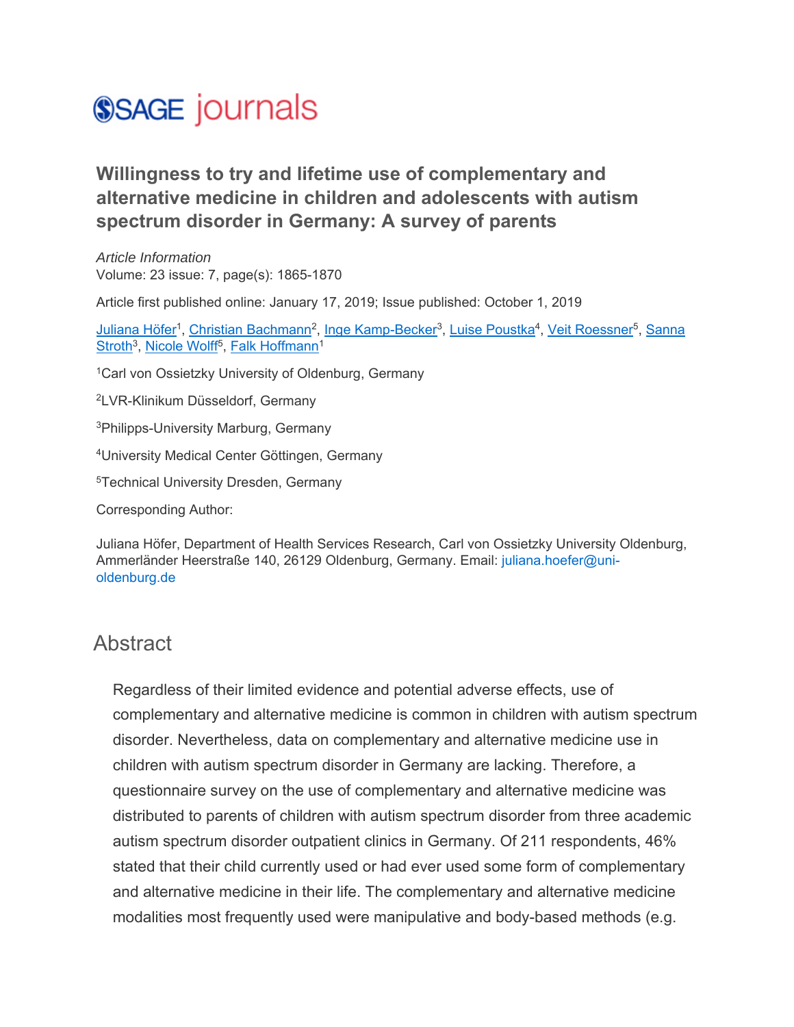SAGE journals

# Willingness to try and lifetime use of complementary and alternative medicine in children and adolescents with autism spectrum disorder in Germany: A survey of parents

*Article Information*

Volume: 23 issue: 7, page(s): 1865-1870

Article first published online: January 17, 2019; Issue published: October 1, 2019

Juliana Höfer[1], Christian Bachmann[2], Inge Kamp-Becker[3], Luise Poustka[4], Veit Roessner[5], Sanna Stroth[3], Nicole Wolff[5], Falk Hoffmann[1]

[1]Carl von Ossietzky University of Oldenburg, Germany

[2]LVR-Klinikum Düsseldorf, Germany

[3]Philipps-University Marburg, Germany

[4]University Medical Center Göttingen, Germany

[5]Technical University Dresden, Germany

Corresponding Author:

Juliana Höfer, Department of Health Services Research, Carl von Ossietzky University Oldenburg, Ammerländer Heerstraße 140, 26129 Oldenburg, Germany. Email: juliana.hoefer@uni-oldenburg.de

## Abstract

Regardless of their limited evidence and potential adverse effects, use of complementary and alternative medicine is common in children with autism spectrum disorder. Nevertheless, data on complementary and alternative medicine use in children with autism spectrum disorder in Germany are lacking. Therefore, a questionnaire survey on the use of complementary and alternative medicine was distributed to parents of children with autism spectrum disorder from three academic autism spectrum disorder outpatient clinics in Germany. Of 211 respondents, 46% stated that their child currently used or had ever used some form of complementary and alternative medicine in their life. The complementary and alternative medicine modalities most frequently used were manipulative and body-based methods (e.g.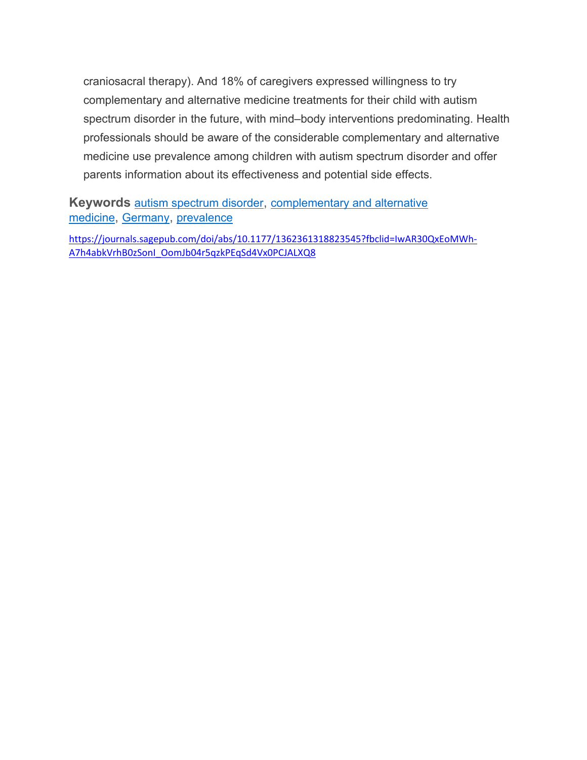craniosacral therapy). And 18% of caregivers expressed willingness to try complementary and alternative medicine treatments for their child with autism spectrum disorder in the future, with mind–body interventions predominating. Health professionals should be aware of the considerable complementary and alternative medicine use prevalence among children with autism spectrum disorder and offer parents information about its effectiveness and potential side effects.

**Keywords** autism spectrum disorder, complementary and alternative medicine, Germany, prevalence

https://journals.sagepub.com/doi/abs/10.1177/1362361318823545?fbclid=IwAR30QxEoMWh-A7h4abkVrhB0zSonI_OomJb04r5qzkPEqSd4Vx0PCJALXQ8